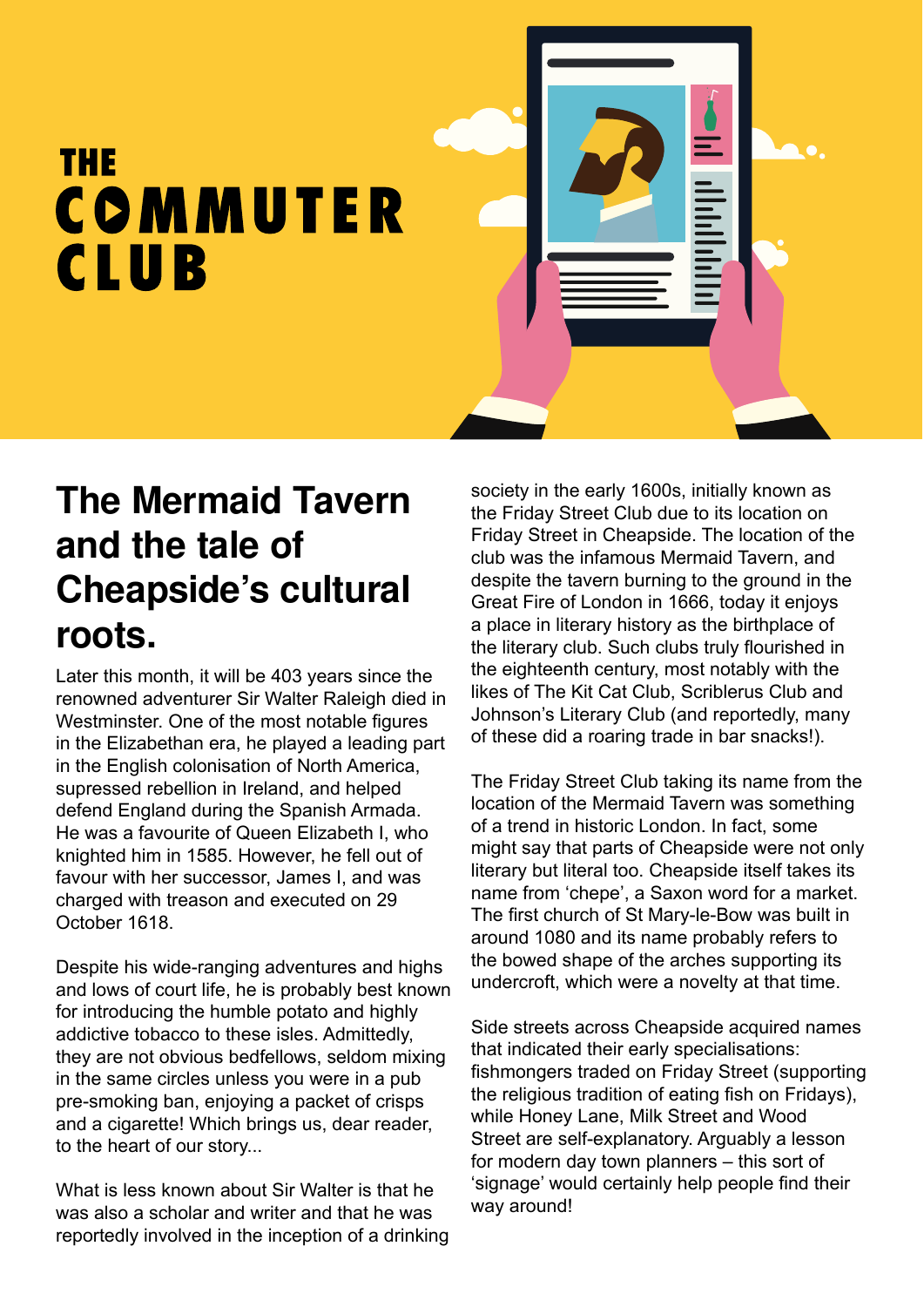# THE COMMUTER CLUB

## The Mermaid Tavern and the tale of Cheapside's cultural roots.

Later this month, it will be 403 years since the renowned adventurer Sir Walter Raleigh died in Westminster. One of the most notable figures in the Elizabethan era, he played a leading part in the English colonisation of North America, supressed rebellion in Ireland, and helped defend England during the Spanish Armada. He was a favourite of Queen Elizabeth I, who knighted him in 1585. However, he fell out of favour with her successor, James I, and was charged with treason and executed on 29 October 1618.

Despite his wide-ranging adventures and highs and lows of court life, he is probably best known for introducing the humble potato and highly addictive tobacco to these isles. Admittedly, they are not obvious bedfellows, seldom mixing in the same circles unless you were in a pub pre-smoking ban, enjoying a packet of crisps and a cigarette! Which brings us, dear reader, to the heart of our story...

What is less known about Sir Walter is that he was also a scholar and writer and that he was reportedly involved in the inception of a drinking society in the early 1600s, initially known as the Friday Street Club due to its location on Friday Street in Cheapside. The location of the club was the infamous Mermaid Tavern, and despite the tavern burning to the ground in the Great Fire of London in 1666, today it enjoys a place in literary history as the birthplace of the literary club. Such clubs truly flourished in the eighteenth century, most notably with the likes of The Kit Cat Club, Scriblerus Club and Johnson's Literary Club (and reportedly, many of these did a roaring trade in bar snacks!).

The Friday Street Club taking its name from the location of the Mermaid Tavern was something of a trend in historic London. In fact, some might say that parts of Cheapside were not only literary but literal too. Cheapside itself takes its name from 'chepe', a Saxon word for a market. The first church of St Mary-le-Bow was built in around 1080 and its name probably refers to the bowed shape of the arches supporting its undercroft, which were a novelty at that time.

Side streets across Cheapside acquired names that indicated their early specialisations: fishmongers traded on Friday Street (supporting the religious tradition of eating fish on Fridays), while Honey Lane, Milk Street and Wood Street are self-explanatory. Arguably a lesson for modern day town planners – this sort of 'signage' would certainly help people find their way around!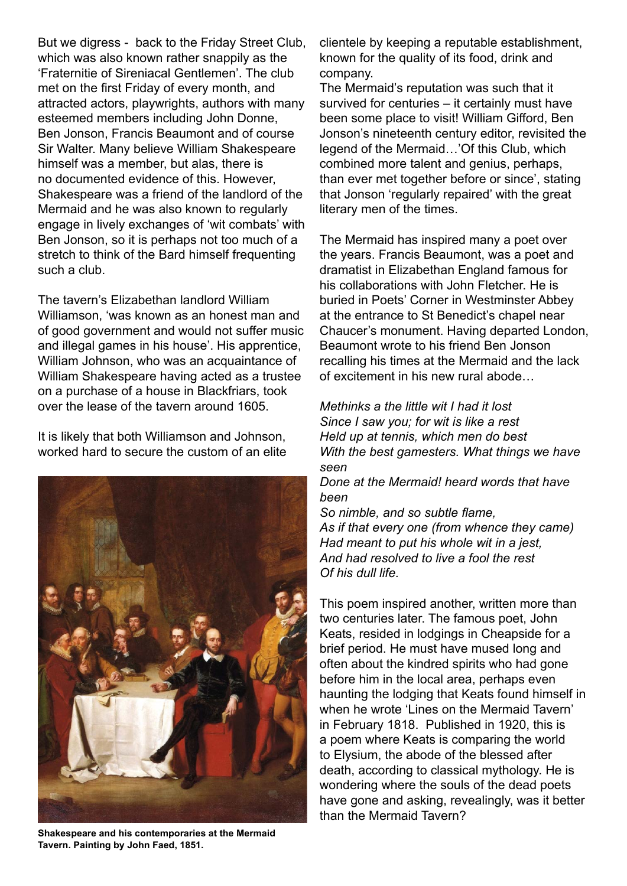But we digress - back to the Friday Street Club, which was also known rather snappily as the 'Fraternitie of Sireniacal Gentlemen'. The club met on the first Friday of every month, and attracted actors, playwrights, authors with many esteemed members including John Donne, Ben Jonson, Francis Beaumont and of course Sir Walter. Many believe William Shakespeare himself was a member, but alas, there is no documented evidence of this. However, Shakespeare was a friend of the landlord of the Mermaid and he was also known to regularly engage in lively exchanges of 'wit combats' with Ben Jonson, so it is perhaps not too much of a stretch to think of the Bard himself frequenting such a club.

The tavern's Elizabethan landlord William Williamson, 'was known as an honest man and of good government and would not suffer music and illegal games in his house'. His apprentice, William Johnson, who was an acquaintance of William Shakespeare having acted as a trustee on a purchase of a house in Blackfriars, took over the lease of the tavern around 1605.

It is likely that both Williamson and Johnson, worked hard to secure the custom of an elite clientele by keeping a reputable establishment, known for the quality of its food, drink and company.

**Shakespeare and his contemporaries at the Mermaid Tavern. Painting by John Faed, 1851.**

The Mermaid's reputation was such that it survived for centuries – it certainly must have been some place to visit! William Gifford, Ben Jonson's nineteenth century editor, revisited the legend of the Mermaid…'Of this Club, which combined more talent and genius, perhaps, than ever met together before or since', stating that Jonson 'regularly repaired' with the great literary men of the times.

The Mermaid has inspired many a poet over the years. Francis Beaumont, was a poet and dramatist in Elizabethan England famous for his collaborations with John Fletcher. He is buried in Poets' Corner in Westminster Abbey at the entrance to St Benedict's chapel near Chaucer's monument. Having departed London, Beaumont wrote to his friend Ben Jonson recalling his times at the Mermaid and the lack of excitement in his new rural abode…

*Methinks a the little wit I had it lost*
*Since I saw you; for wit is like a rest*
*Held up at tennis, which men do best*
*With the best gamesters. What things we have seen*
*Done at the Mermaid! heard words that have been*
*So nimble, and so subtle flame,*
*As if that every one (from whence they came)*
*Had meant to put his whole wit in a jest,*
*And had resolved to live a fool the rest*
*Of his dull life.*

This poem inspired another, written more than two centuries later. The famous poet, John Keats, resided in lodgings in Cheapside for a brief period. He must have mused long and often about the kindred spirits who had gone before him in the local area, perhaps even haunting the lodging that Keats found himself in when he wrote 'Lines on the Mermaid Tavern' in February 1818. Published in 1920, this is a poem where Keats is comparing the world to Elysium, the abode of the blessed after death, according to classical mythology. He is wondering where the souls of the dead poets have gone and asking, revealingly, was it better than the Mermaid Tavern?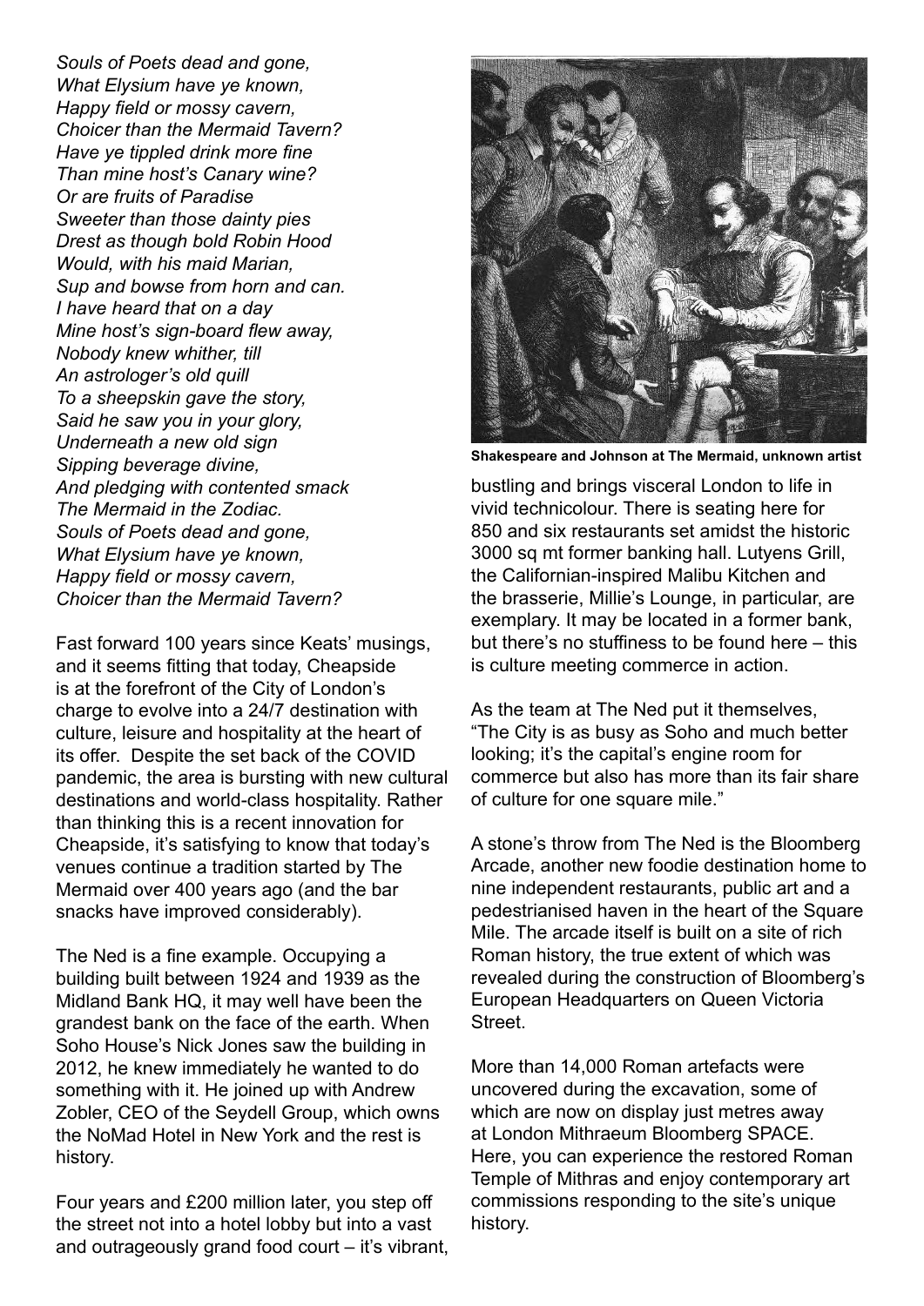*Souls of Poets dead and gone,*
*What Elysium have ye known,*
*Happy field or mossy cavern,*
*Choicer than the Mermaid Tavern?*
*Have ye tippled drink more fine*
*Than mine host's Canary wine?*
*Or are fruits of Paradise*
*Sweeter than those dainty pies*
*Drest as though bold Robin Hood*
*Would, with his maid Marian,*
*Sup and bowse from horn and can.*
*I have heard that on a day*
*Mine host's sign-board flew away,*
*Nobody knew whither, till*
*An astrologer's old quill*
*To a sheepskin gave the story,*
*Said he saw you in your glory,*
*Underneath a new old sign*
*Sipping beverage divine,*
*And pledging with contented smack*
*The Mermaid in the Zodiac.*
*Souls of Poets dead and gone,*
*What Elysium have ye known,*
*Happy field or mossy cavern,*
*Choicer than the Mermaid Tavern?*

Fast forward 100 years since Keats' musings, and it seems fitting that today, Cheapside is at the forefront of the City of London's charge to evolve into a 24/7 destination with culture, leisure and hospitality at the heart of its offer. Despite the set back of the COVID pandemic, the area is bursting with new cultural destinations and world-class hospitality. Rather than thinking this is a recent innovation for Cheapside, it's satisfying to know that today's venues continue a tradition started by The Mermaid over 400 years ago (and the bar snacks have improved considerably).

The Ned is a fine example. Occupying a building built between 1924 and 1939 as the Midland Bank HQ, it may well have been the grandest bank on the face of the earth. When Soho House's Nick Jones saw the building in 2012, he knew immediately he wanted to do something with it. He joined up with Andrew Zobler, CEO of the Seydell Group, which owns the NoMad Hotel in New York and the rest is history.

Four years and £200 million later, you step off the street not into a hotel lobby but into a vast and outrageously grand food court – it's vibrant, bustling and brings visceral London to life in vivid technicolour. There is seating here for 850 and six restaurants set amidst the historic 3000 sq mt former banking hall. Lutyens Grill, the Californian-inspired Malibu Kitchen and the brasserie, Millie's Lounge, in particular, are exemplary. It may be located in a former bank, but there's no stuffiness to be found here – this is culture meeting commerce in action.

**Shakespeare and Johnson at The Mermaid, unknown artist**

As the team at The Ned put it themselves, "The City is as busy as Soho and much better looking; it's the capital's engine room for commerce but also has more than its fair share of culture for one square mile."

A stone's throw from The Ned is the Bloomberg Arcade, another new foodie destination home to nine independent restaurants, public art and a pedestrianised haven in the heart of the Square Mile. The arcade itself is built on a site of rich Roman history, the true extent of which was revealed during the construction of Bloomberg's European Headquarters on Queen Victoria Street.

More than 14,000 Roman artefacts were uncovered during the excavation, some of which are now on display just metres away at London Mithraeum Bloomberg SPACE. Here, you can experience the restored Roman Temple of Mithras and enjoy contemporary art commissions responding to the site's unique history.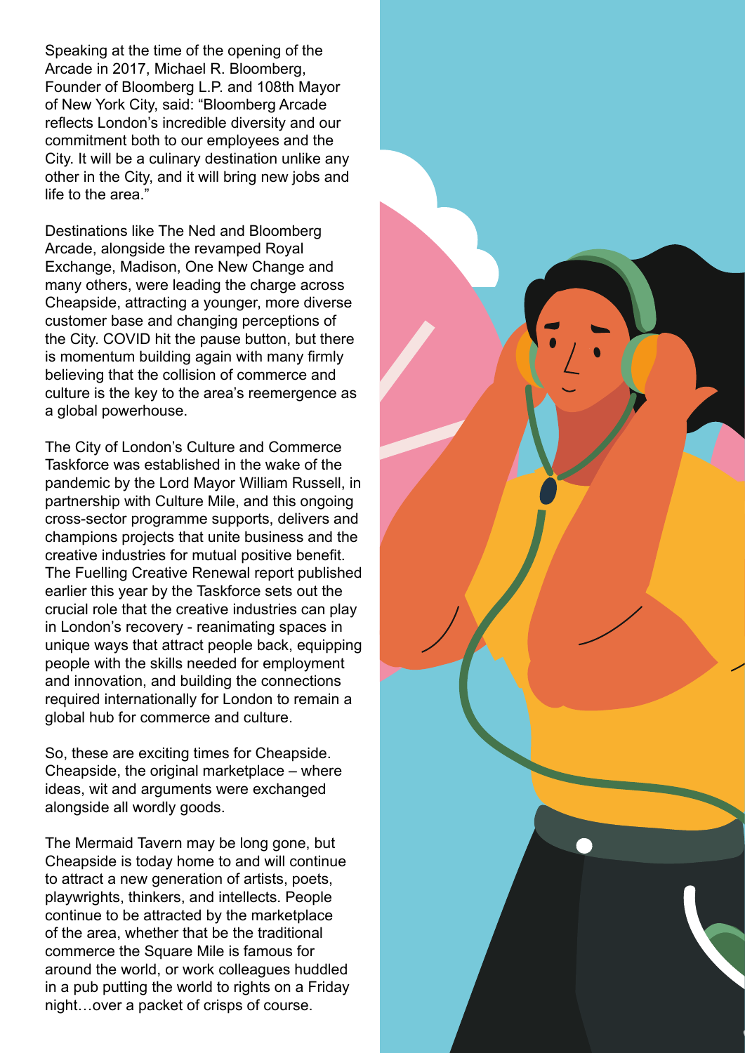Speaking at the time of the opening of the Arcade in 2017, Michael R. Bloomberg, Founder of Bloomberg L.P. and 108th Mayor of New York City, said: "Bloomberg Arcade reflects London's incredible diversity and our commitment both to our employees and the City. It will be a culinary destination unlike any other in the City, and it will bring new jobs and life to the area."

Destinations like The Ned and Bloomberg Arcade, alongside the revamped Royal Exchange, Madison, One New Change and many others, were leading the charge across Cheapside, attracting a younger, more diverse customer base and changing perceptions of the City. COVID hit the pause button, but there is momentum building again with many firmly believing that the collision of commerce and culture is the key to the area's reemergence as a global powerhouse.

The City of London's Culture and Commerce Taskforce was established in the wake of the pandemic by the Lord Mayor William Russell, in partnership with Culture Mile, and this ongoing cross-sector programme supports, delivers and champions projects that unite business and the creative industries for mutual positive benefit. The Fuelling Creative Renewal report published earlier this year by the Taskforce sets out the crucial role that the creative industries can play in London's recovery - reanimating spaces in unique ways that attract people back, equipping people with the skills needed for employment and innovation, and building the connections required internationally for London to remain a global hub for commerce and culture.

So, these are exciting times for Cheapside. Cheapside, the original marketplace – where ideas, wit and arguments were exchanged alongside all wordly goods.

The Mermaid Tavern may be long gone, but Cheapside is today home to and will continue to attract a new generation of artists, poets, playwrights, thinkers, and intellects. People continue to be attracted by the marketplace of the area, whether that be the traditional commerce the Square Mile is famous for around the world, or work colleagues huddled in a pub putting the world to rights on a Friday night…over a packet of crisps of course.